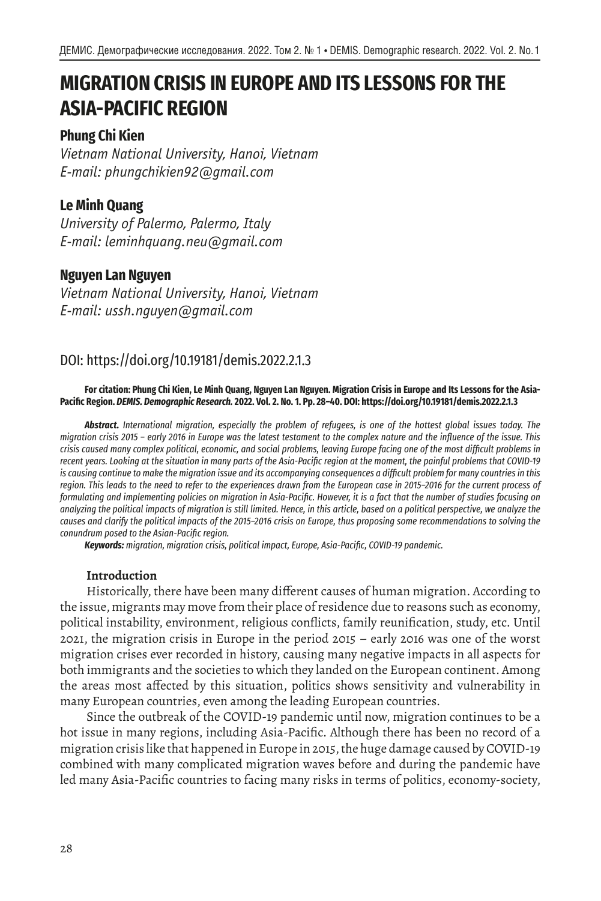# MIGRATION CRISIS IN EUROPE AND ITS LESSONS FOR THE ASIA-PACIFIC REGION

**Phung Chi Kien**
*Vietnam National University, Hanoi, Vietnam*
*E-mail: phungchikien92@gmail.com*

**Le Minh Quang**
*University of Palermo, Palermo, Italy*
*E-mail: leminhquang.neu@gmail.com*

**Nguyen Lan Nguyen**
*Vietnam National University, Hanoi, Vietnam*
*E-mail: ussh.nguyen@gmail.com*

DOI: https://doi.org/10.19181/demis.2022.2.1.3

**For citation: Phung Chi Kien, Le Minh Quang, Nguyen Lan Nguyen. Migration Crisis in Europe and Its Lessons for the Asia-Pacific Region. *DEMIS. Demographic Research.* 2022. Vol. 2. No. 1. Pp. 28–40. DOI: https://doi.org/10.19181/demis.2022.2.1.3**

***Abstract.*** *International migration, especially the problem of refugees, is one of the hottest global issues today. The migration crisis 2015 – early 2016 in Europe was the latest testament to the complex nature and the influence of the issue. This crisis caused many complex political, economic, and social problems, leaving Europe facing one of the most difficult problems in recent years. Looking at the situation in many parts of the Asia-Pacific region at the moment, the painful problems that COVID-19 is causing continue to make the migration issue and its accompanying consequences a difficult problem for many countries in this region. This leads to the need to refer to the experiences drawn from the European case in 2015–2016 for the current process of formulating and implementing policies on migration in Asia-Pacific. However, it is a fact that the number of studies focusing on analyzing the political impacts of migration is still limited. Hence, in this article, based on a political perspective, we analyze the causes and clarify the political impacts of the 2015–2016 crisis on Europe, thus proposing some recommendations to solving the conundrum posed to the Asian-Pacific region.*

***Keywords:*** *migration, migration crisis, political impact, Europe, Asia-Pacific, COVID-19 pandemic.*

## Introduction

Historically, there have been many different causes of human migration. According to the issue, migrants may move from their place of residence due to reasons such as economy, political instability, environment, religious conflicts, family reunification, study, etc. Until 2021, the migration crisis in Europe in the period 2015 – early 2016 was one of the worst migration crises ever recorded in history, causing many negative impacts in all aspects for both immigrants and the societies to which they landed on the European continent. Among the areas most affected by this situation, politics shows sensitivity and vulnerability in many European countries, even among the leading European countries.

Since the outbreak of the COVID-19 pandemic until now, migration continues to be a hot issue in many regions, including Asia-Pacific. Although there has been no record of a migration crisis like that happened in Europe in 2015, the huge damage caused by COVID-19 combined with many complicated migration waves before and during the pandemic have led many Asia-Pacific countries to facing many risks in terms of politics, economy-society,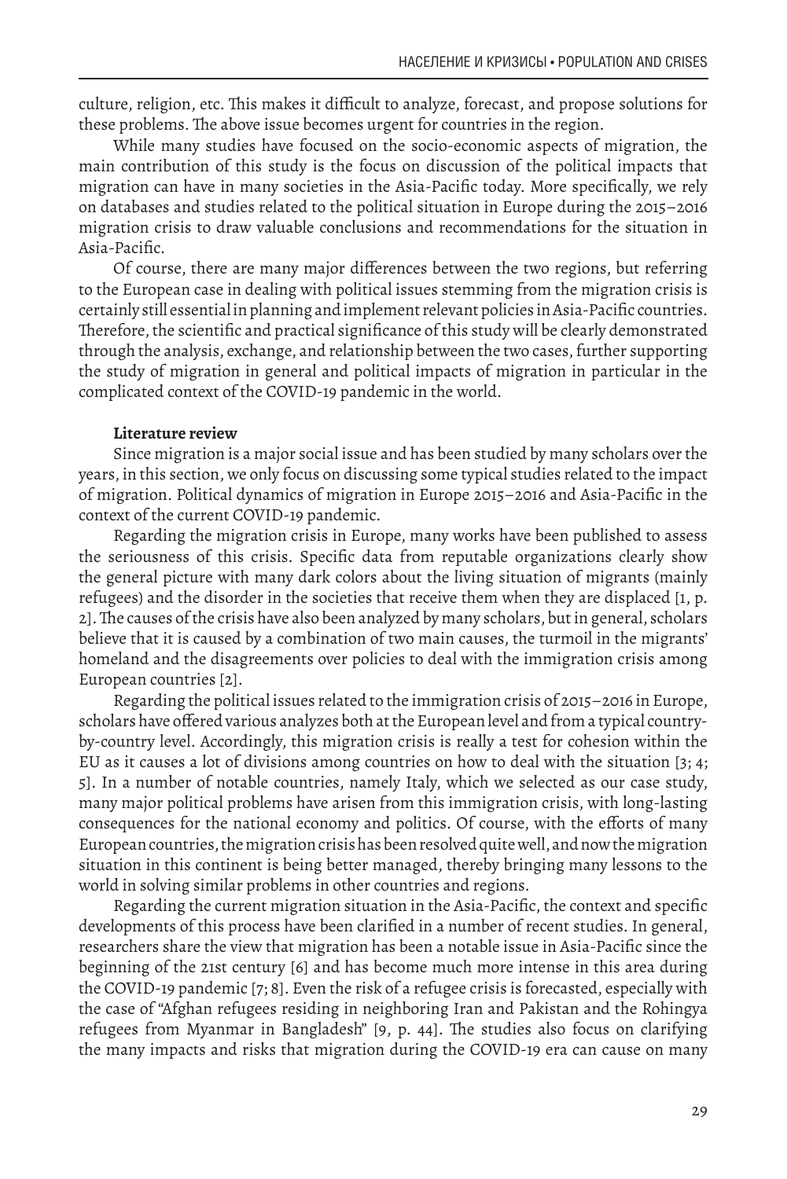culture, religion, etc. This makes it difficult to analyze, forecast, and propose solutions for these problems. The above issue becomes urgent for countries in the region.

While many studies have focused on the socio-economic aspects of migration, the main contribution of this study is the focus on discussion of the political impacts that migration can have in many societies in the Asia-Pacific today. More specifically, we rely on databases and studies related to the political situation in Europe during the 2015–2016 migration crisis to draw valuable conclusions and recommendations for the situation in Asia-Pacific.

Of course, there are many major differences between the two regions, but referring to the European case in dealing with political issues stemming from the migration crisis is certainly still essential in planning and implement relevant policies in Asia-Pacific countries. Therefore, the scientific and practical significance of this study will be clearly demonstrated through the analysis, exchange, and relationship between the two cases, further supporting the study of migration in general and political impacts of migration in particular in the complicated context of the COVID-19 pandemic in the world.

**Literature review**

Since migration is a major social issue and has been studied by many scholars over the years, in this section, we only focus on discussing some typical studies related to the impact of migration. Political dynamics of migration in Europe 2015–2016 and Asia-Pacific in the context of the current COVID-19 pandemic.

Regarding the migration crisis in Europe, many works have been published to assess the seriousness of this crisis. Specific data from reputable organizations clearly show the general picture with many dark colors about the living situation of migrants (mainly refugees) and the disorder in the societies that receive them when they are displaced [1, p. 2]. The causes of the crisis have also been analyzed by many scholars, but in general, scholars believe that it is caused by a combination of two main causes, the turmoil in the migrants' homeland and the disagreements over policies to deal with the immigration crisis among European countries [2].

Regarding the political issues related to the immigration crisis of 2015–2016 in Europe, scholars have offered various analyzes both at the European level and from a typical country-by-country level. Accordingly, this migration crisis is really a test for cohesion within the EU as it causes a lot of divisions among countries on how to deal with the situation [3; 4; 5]. In a number of notable countries, namely Italy, which we selected as our case study, many major political problems have arisen from this immigration crisis, with long-lasting consequences for the national economy and politics. Of course, with the efforts of many European countries, the migration crisis has been resolved quite well, and now the migration situation in this continent is being better managed, thereby bringing many lessons to the world in solving similar problems in other countries and regions.

Regarding the current migration situation in the Asia-Pacific, the context and specific developments of this process have been clarified in a number of recent studies. In general, researchers share the view that migration has been a notable issue in Asia-Pacific since the beginning of the 21st century [6] and has become much more intense in this area during the COVID-19 pandemic [7; 8]. Even the risk of a refugee crisis is forecasted, especially with the case of "Afghan refugees residing in neighboring Iran and Pakistan and the Rohingya refugees from Myanmar in Bangladesh" [9, p. 44]. The studies also focus on clarifying the many impacts and risks that migration during the COVID-19 era can cause on many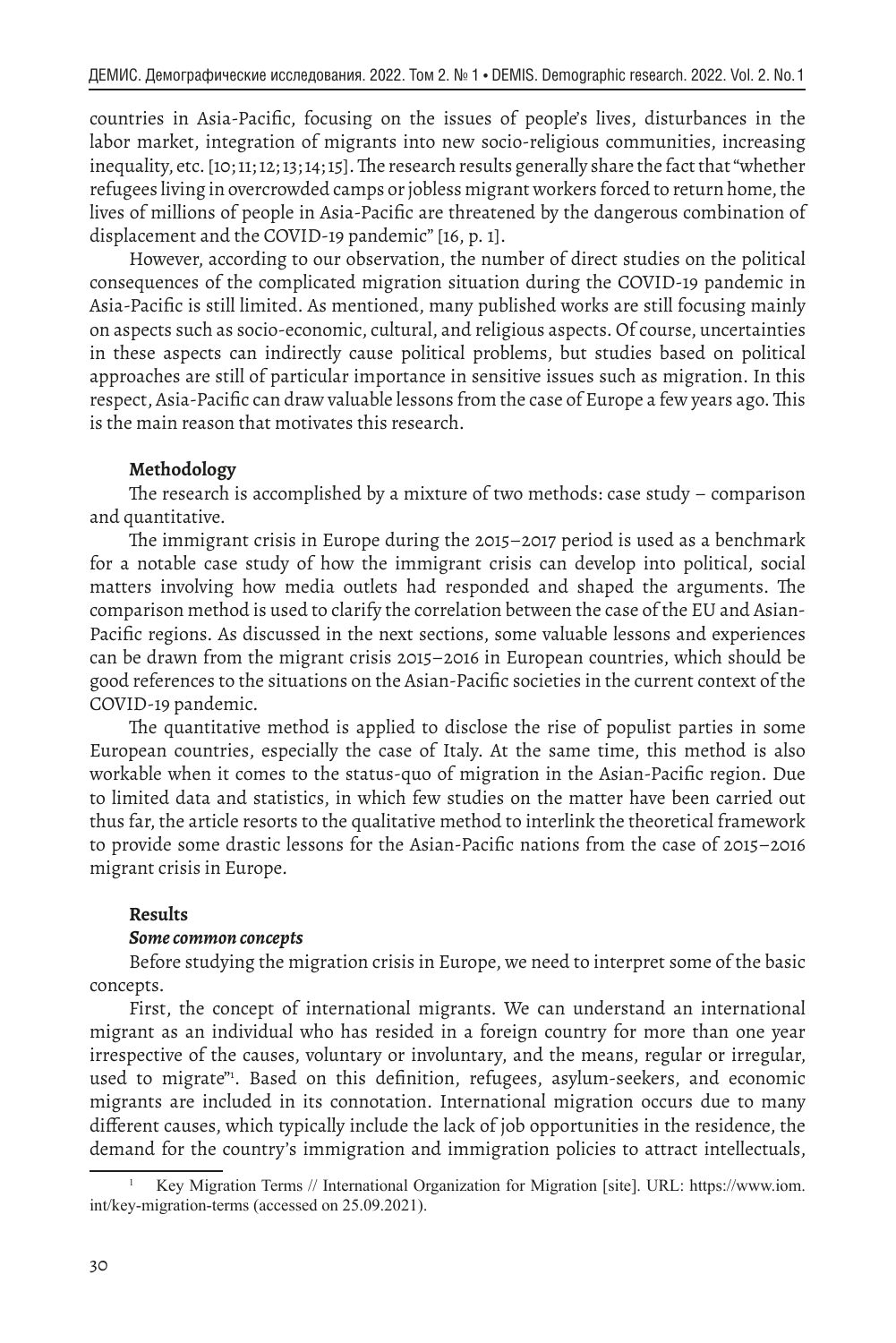countries in Asia-Pacific, focusing on the issues of people's lives, disturbances in the labor market, integration of migrants into new socio-religious communities, increasing inequality, etc. [10; 11; 12; 13; 14; 15]. The research results generally share the fact that "whether refugees living in overcrowded camps or jobless migrant workers forced to return home, the lives of millions of people in Asia-Pacific are threatened by the dangerous combination of displacement and the COVID-19 pandemic" [16, p. 1].

However, according to our observation, the number of direct studies on the political consequences of the complicated migration situation during the COVID-19 pandemic in Asia-Pacific is still limited. As mentioned, many published works are still focusing mainly on aspects such as socio-economic, cultural, and religious aspects. Of course, uncertainties in these aspects can indirectly cause political problems, but studies based on political approaches are still of particular importance in sensitive issues such as migration. In this respect, Asia-Pacific can draw valuable lessons from the case of Europe a few years ago. This is the main reason that motivates this research.

**Methodology**

The research is accomplished by a mixture of two methods: case study – comparison and quantitative.

The immigrant crisis in Europe during the 2015–2017 period is used as a benchmark for a notable case study of how the immigrant crisis can develop into political, social matters involving how media outlets had responded and shaped the arguments. The comparison method is used to clarify the correlation between the case of the EU and Asian-Pacific regions. As discussed in the next sections, some valuable lessons and experiences can be drawn from the migrant crisis 2015–2016 in European countries, which should be good references to the situations on the Asian-Pacific societies in the current context of the COVID-19 pandemic.

The quantitative method is applied to disclose the rise of populist parties in some European countries, especially the case of Italy. At the same time, this method is also workable when it comes to the status-quo of migration in the Asian-Pacific region. Due to limited data and statistics, in which few studies on the matter have been carried out thus far, the article resorts to the qualitative method to interlink the theoretical framework to provide some drastic lessons for the Asian-Pacific nations from the case of 2015–2016 migrant crisis in Europe.

**Results**

***Some common concepts***

Before studying the migration crisis in Europe, we need to interpret some of the basic concepts.

First, the concept of international migrants. We can understand an international migrant as an individual who has resided in a foreign country for more than one year irrespective of the causes, voluntary or involuntary, and the means, regular or irregular, used to migrate"[1]. Based on this definition, refugees, asylum-seekers, and economic migrants are included in its connotation. International migration occurs due to many different causes, which typically include the lack of job opportunities in the residence, the demand for the country's immigration and immigration policies to attract intellectuals,

[1] Key Migration Terms // International Organization for Migration [site]. URL: https://www.iom.int/key-migration-terms (accessed on 25.09.2021).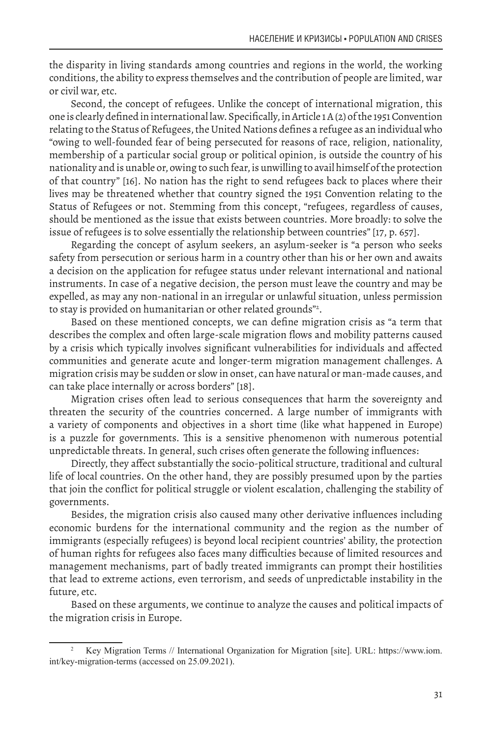the disparity in living standards among countries and regions in the world, the working conditions, the ability to express themselves and the contribution of people are limited, war or civil war, etc.

Second, the concept of refugees. Unlike the concept of international migration, this one is clearly defined in international law. Specifically, in Article 1 A (2) of the 1951 Convention relating to the Status of Refugees, the United Nations defines a refugee as an individual who "owing to well-founded fear of being persecuted for reasons of race, religion, nationality, membership of a particular social group or political opinion, is outside the country of his nationality and is unable or, owing to such fear, is unwilling to avail himself of the protection of that country" [16]. No nation has the right to send refugees back to places where their lives may be threatened whether that country signed the 1951 Convention relating to the Status of Refugees or not. Stemming from this concept, "refugees, regardless of causes, should be mentioned as the issue that exists between countries. More broadly: to solve the issue of refugees is to solve essentially the relationship between countries" [17, p. 657].

Regarding the concept of asylum seekers, an asylum-seeker is "a person who seeks safety from persecution or serious harm in a country other than his or her own and awaits a decision on the application for refugee status under relevant international and national instruments. In case of a negative decision, the person must leave the country and may be expelled, as may any non-national in an irregular or unlawful situation, unless permission to stay is provided on humanitarian or other related grounds"[2].

Based on these mentioned concepts, we can define migration crisis as "a term that describes the complex and often large-scale migration flows and mobility patterns caused by a crisis which typically involves significant vulnerabilities for individuals and affected communities and generate acute and longer-term migration management challenges. A migration crisis may be sudden or slow in onset, can have natural or man-made causes, and can take place internally or across borders" [18].

Migration crises often lead to serious consequences that harm the sovereignty and threaten the security of the countries concerned. A large number of immigrants with a variety of components and objectives in a short time (like what happened in Europe) is a puzzle for governments. This is a sensitive phenomenon with numerous potential unpredictable threats. In general, such crises often generate the following influences:

Directly, they affect substantially the socio-political structure, traditional and cultural life of local countries. On the other hand, they are possibly presumed upon by the parties that join the conflict for political struggle or violent escalation, challenging the stability of governments.

Besides, the migration crisis also caused many other derivative influences including economic burdens for the international community and the region as the number of immigrants (especially refugees) is beyond local recipient countries' ability, the protection of human rights for refugees also faces many difficulties because of limited resources and management mechanisms, part of badly treated immigrants can prompt their hostilities that lead to extreme actions, even terrorism, and seeds of unpredictable instability in the future, etc.

Based on these arguments, we continue to analyze the causes and political impacts of the migration crisis in Europe.

---

[2] Key Migration Terms // International Organization for Migration [site]. URL: https://www.iom.int/key-migration-terms (accessed on 25.09.2021).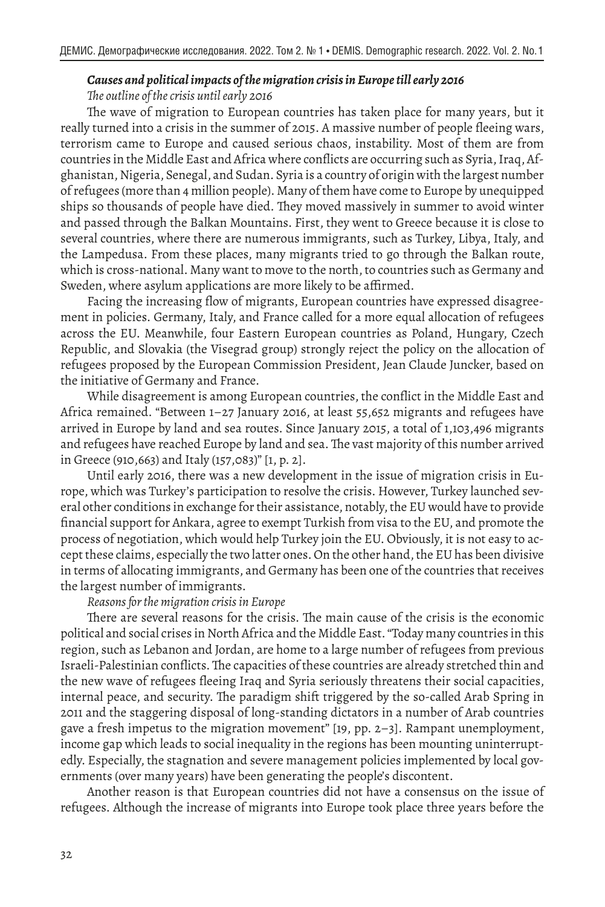### *Causes and political impacts of the migration crisis in Europe till early 2016*

*The outline of the crisis until early 2016*

The wave of migration to European countries has taken place for many years, but it really turned into a crisis in the summer of 2015. A massive number of people fleeing wars, terrorism came to Europe and caused serious chaos, instability. Most of them are from countries in the Middle East and Africa where conflicts are occurring such as Syria, Iraq, Afghanistan, Nigeria, Senegal, and Sudan. Syria is a country of origin with the largest number of refugees (more than 4 million people). Many of them have come to Europe by unequipped ships so thousands of people have died. They moved massively in summer to avoid winter and passed through the Balkan Mountains. First, they went to Greece because it is close to several countries, where there are numerous immigrants, such as Turkey, Libya, Italy, and the Lampedusa. From these places, many migrants tried to go through the Balkan route, which is cross-national. Many want to move to the north, to countries such as Germany and Sweden, where asylum applications are more likely to be affirmed.

Facing the increasing flow of migrants, European countries have expressed disagreement in policies. Germany, Italy, and France called for a more equal allocation of refugees across the EU. Meanwhile, four Eastern European countries as Poland, Hungary, Czech Republic, and Slovakia (the Visegrad group) strongly reject the policy on the allocation of refugees proposed by the European Commission President, Jean Claude Juncker, based on the initiative of Germany and France.

While disagreement is among European countries, the conflict in the Middle East and Africa remained. "Between 1–27 January 2016, at least 55,652 migrants and refugees have arrived in Europe by land and sea routes. Since January 2015, a total of 1,103,496 migrants and refugees have reached Europe by land and sea. The vast majority of this number arrived in Greece (910,663) and Italy (157,083)" [1, p. 2].

Until early 2016, there was a new development in the issue of migration crisis in Europe, which was Turkey's participation to resolve the crisis. However, Turkey launched several other conditions in exchange for their assistance, notably, the EU would have to provide financial support for Ankara, agree to exempt Turkish from visa to the EU, and promote the process of negotiation, which would help Turkey join the EU. Obviously, it is not easy to accept these claims, especially the two latter ones. On the other hand, the EU has been divisive in terms of allocating immigrants, and Germany has been one of the countries that receives the largest number of immigrants.

*Reasons for the migration crisis in Europe*

There are several reasons for the crisis. The main cause of the crisis is the economic political and social crises in North Africa and the Middle East. "Today many countries in this region, such as Lebanon and Jordan, are home to a large number of refugees from previous Israeli-Palestinian conflicts. The capacities of these countries are already stretched thin and the new wave of refugees fleeing Iraq and Syria seriously threatens their social capacities, internal peace, and security. The paradigm shift triggered by the so-called Arab Spring in 2011 and the staggering disposal of long-standing dictators in a number of Arab countries gave a fresh impetus to the migration movement" [19, pp. 2–3]. Rampant unemployment, income gap which leads to social inequality in the regions has been mounting uninterruptedly. Especially, the stagnation and severe management policies implemented by local governments (over many years) have been generating the people's discontent.

Another reason is that European countries did not have a consensus on the issue of refugees. Although the increase of migrants into Europe took place three years before the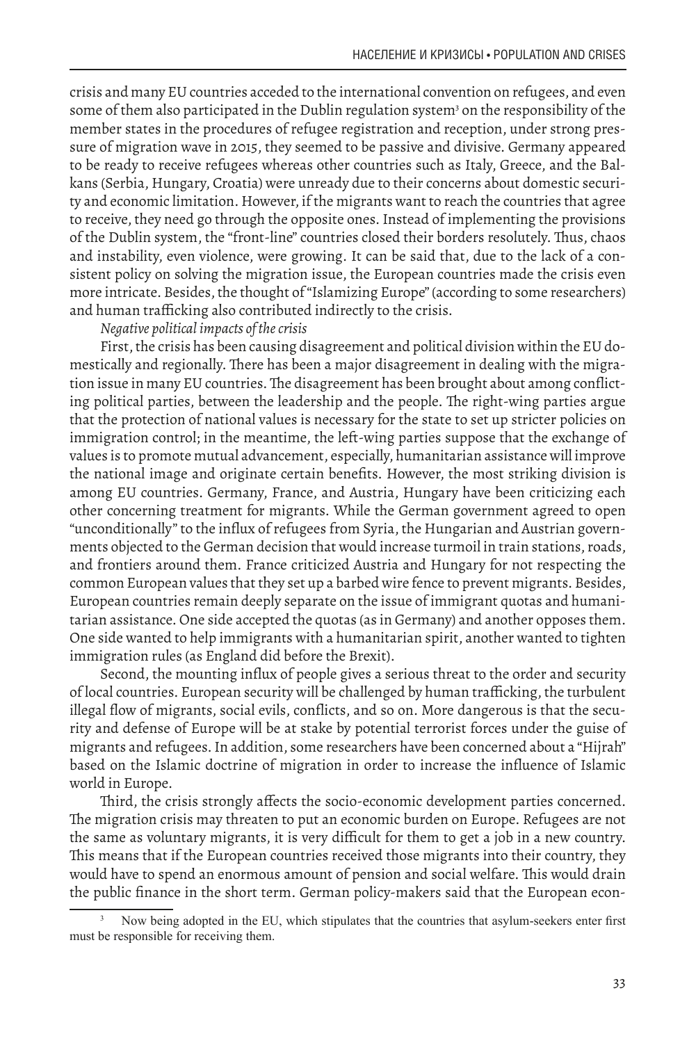crisis and many EU countries acceded to the international convention on refugees, and even some of them also participated in the Dublin regulation system[3] on the responsibility of the member states in the procedures of refugee registration and reception, under strong pressure of migration wave in 2015, they seemed to be passive and divisive. Germany appeared to be ready to receive refugees whereas other countries such as Italy, Greece, and the Balkans (Serbia, Hungary, Croatia) were unready due to their concerns about domestic security and economic limitation. However, if the migrants want to reach the countries that agree to receive, they need go through the opposite ones. Instead of implementing the provisions of the Dublin system, the "front-line" countries closed their borders resolutely. Thus, chaos and instability, even violence, were growing. It can be said that, due to the lack of a consistent policy on solving the migration issue, the European countries made the crisis even more intricate. Besides, the thought of "Islamizing Europe" (according to some researchers) and human trafficking also contributed indirectly to the crisis.

*Negative political impacts of the crisis*

First, the crisis has been causing disagreement and political division within the EU domestically and regionally. There has been a major disagreement in dealing with the migration issue in many EU countries. The disagreement has been brought about among conflicting political parties, between the leadership and the people. The right-wing parties argue that the protection of national values is necessary for the state to set up stricter policies on immigration control; in the meantime, the left-wing parties suppose that the exchange of values is to promote mutual advancement, especially, humanitarian assistance will improve the national image and originate certain benefits. However, the most striking division is among EU countries. Germany, France, and Austria, Hungary have been criticizing each other concerning treatment for migrants. While the German government agreed to open "unconditionally" to the influx of refugees from Syria, the Hungarian and Austrian governments objected to the German decision that would increase turmoil in train stations, roads, and frontiers around them. France criticized Austria and Hungary for not respecting the common European values that they set up a barbed wire fence to prevent migrants. Besides, European countries remain deeply separate on the issue of immigrant quotas and humanitarian assistance. One side accepted the quotas (as in Germany) and another opposes them. One side wanted to help immigrants with a humanitarian spirit, another wanted to tighten immigration rules (as England did before the Brexit).

Second, the mounting influx of people gives a serious threat to the order and security of local countries. European security will be challenged by human trafficking, the turbulent illegal flow of migrants, social evils, conflicts, and so on. More dangerous is that the security and defense of Europe will be at stake by potential terrorist forces under the guise of migrants and refugees. In addition, some researchers have been concerned about a "Hijrah" based on the Islamic doctrine of migration in order to increase the influence of Islamic world in Europe.

Third, the crisis strongly affects the socio-economic development parties concerned. The migration crisis may threaten to put an economic burden on Europe. Refugees are not the same as voluntary migrants, it is very difficult for them to get a job in a new country. This means that if the European countries received those migrants into their country, they would have to spend an enormous amount of pension and social welfare. This would drain the public finance in the short term. German policy-makers said that the European econ-

[3] Now being adopted in the EU, which stipulates that the countries that asylum-seekers enter first must be responsible for receiving them.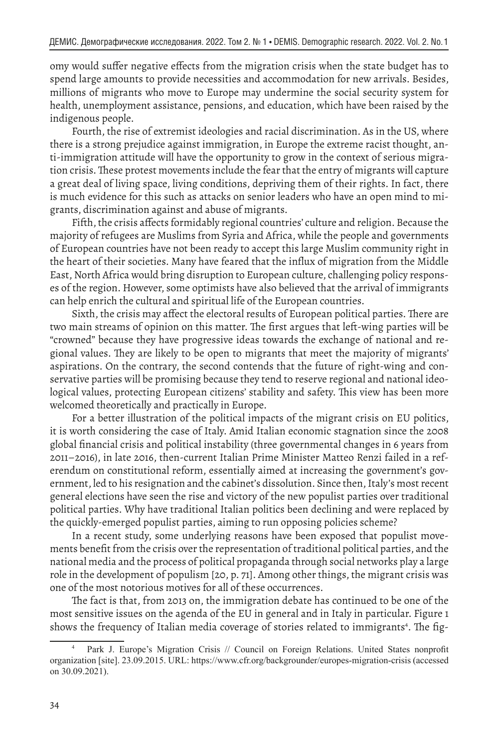omy would suffer negative effects from the migration crisis when the state budget has to spend large amounts to provide necessities and accommodation for new arrivals. Besides, millions of migrants who move to Europe may undermine the social security system for health, unemployment assistance, pensions, and education, which have been raised by the indigenous people.

Fourth, the rise of extremist ideologies and racial discrimination. As in the US, where there is a strong prejudice against immigration, in Europe the extreme racist thought, anti-immigration attitude will have the opportunity to grow in the context of serious migration crisis. These protest movements include the fear that the entry of migrants will capture a great deal of living space, living conditions, depriving them of their rights. In fact, there is much evidence for this such as attacks on senior leaders who have an open mind to migrants, discrimination against and abuse of migrants.

Fifth, the crisis affects formidably regional countries' culture and religion. Because the majority of refugees are Muslims from Syria and Africa, while the people and governments of European countries have not been ready to accept this large Muslim community right in the heart of their societies. Many have feared that the influx of migration from the Middle East, North Africa would bring disruption to European culture, challenging policy responses of the region. However, some optimists have also believed that the arrival of immigrants can help enrich the cultural and spiritual life of the European countries.

Sixth, the crisis may affect the electoral results of European political parties. There are two main streams of opinion on this matter. The first argues that left-wing parties will be "crowned" because they have progressive ideas towards the exchange of national and regional values. They are likely to be open to migrants that meet the majority of migrants' aspirations. On the contrary, the second contends that the future of right-wing and conservative parties will be promising because they tend to reserve regional and national ideological values, protecting European citizens' stability and safety. This view has been more welcomed theoretically and practically in Europe.

For a better illustration of the political impacts of the migrant crisis on EU politics, it is worth considering the case of Italy. Amid Italian economic stagnation since the 2008 global financial crisis and political instability (three governmental changes in 6 years from 2011–2016), in late 2016, then-current Italian Prime Minister Matteo Renzi failed in a referendum on constitutional reform, essentially aimed at increasing the government's government, led to his resignation and the cabinet's dissolution. Since then, Italy's most recent general elections have seen the rise and victory of the new populist parties over traditional political parties. Why have traditional Italian politics been declining and were replaced by the quickly-emerged populist parties, aiming to run opposing policies scheme?

In a recent study, some underlying reasons have been exposed that populist movements benefit from the crisis over the representation of traditional political parties, and the national media and the process of political propaganda through social networks play a large role in the development of populism [20, p. 71]. Among other things, the migrant crisis was one of the most notorious motives for all of these occurrences.

The fact is that, from 2013 on, the immigration debate has continued to be one of the most sensitive issues on the agenda of the EU in general and in Italy in particular. Figure 1 shows the frequency of Italian media coverage of stories related to immigrants[4]. The fig-

[4] Park J. Europe's Migration Crisis // Council on Foreign Relations. United States nonprofit organization [site]. 23.09.2015. URL: https://www.cfr.org/backgrounder/europes-migration-crisis (accessed on 30.09.2021).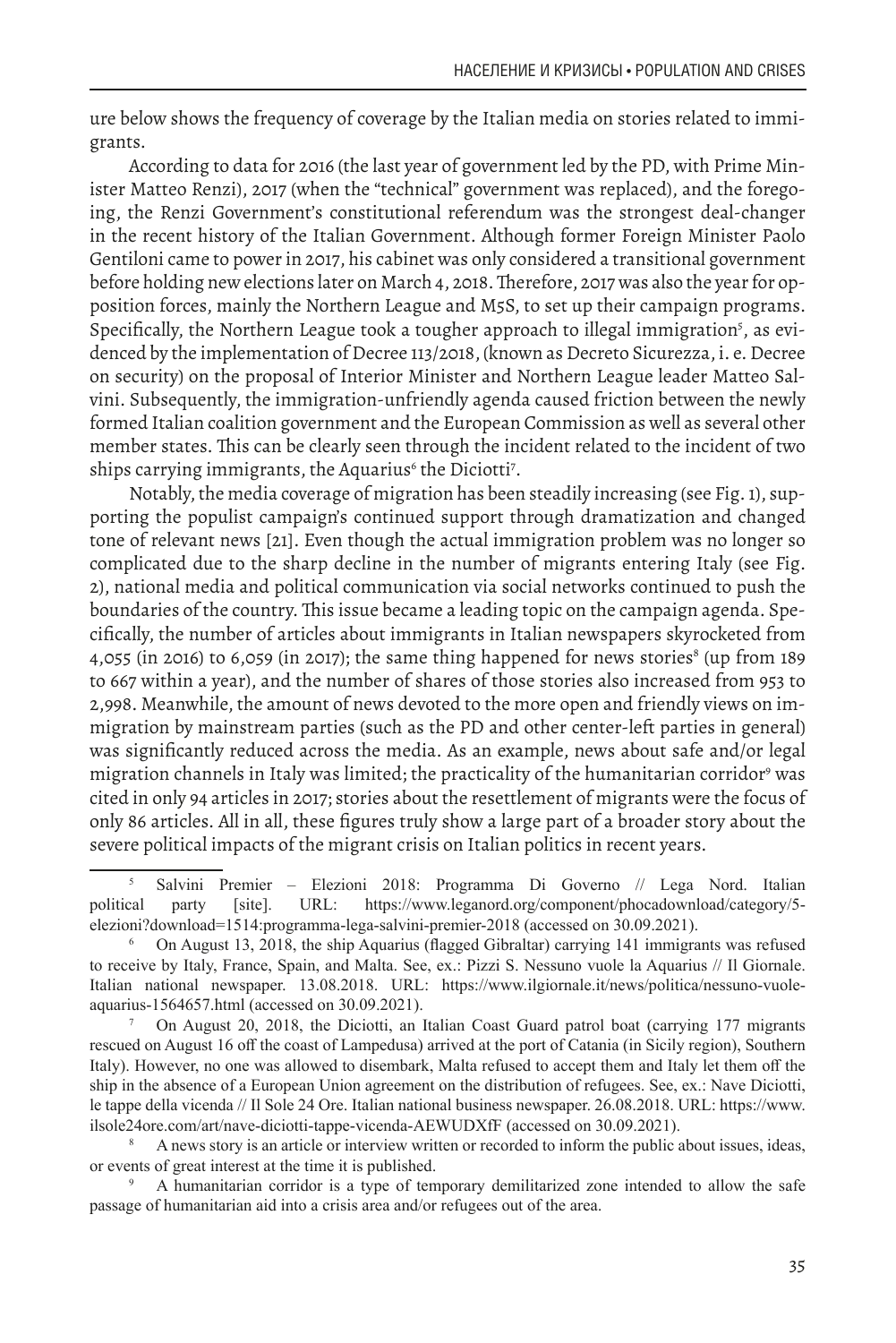ure below shows the frequency of coverage by the Italian media on stories related to immigrants.

According to data for 2016 (the last year of government led by the PD, with Prime Minister Matteo Renzi), 2017 (when the "technical" government was replaced), and the foregoing, the Renzi Government's constitutional referendum was the strongest deal-changer in the recent history of the Italian Government. Although former Foreign Minister Paolo Gentiloni came to power in 2017, his cabinet was only considered a transitional government before holding new elections later on March 4, 2018. Therefore, 2017 was also the year for opposition forces, mainly the Northern League and M5S, to set up their campaign programs. Specifically, the Northern League took a tougher approach to illegal immigration[5], as evidenced by the implementation of Decree 113/2018, (known as Decreto Sicurezza, i. e. Decree on security) on the proposal of Interior Minister and Northern League leader Matteo Salvini. Subsequently, the immigration-unfriendly agenda caused friction between the newly formed Italian coalition government and the European Commission as well as several other member states. This can be clearly seen through the incident related to the incident of two ships carrying immigrants, the Aquarius[6] the Diciotti[7].

Notably, the media coverage of migration has been steadily increasing (see Fig. 1), supporting the populist campaign's continued support through dramatization and changed tone of relevant news [21]. Even though the actual immigration problem was no longer so complicated due to the sharp decline in the number of migrants entering Italy (see Fig. 2), national media and political communication via social networks continued to push the boundaries of the country. This issue became a leading topic on the campaign agenda. Specifically, the number of articles about immigrants in Italian newspapers skyrocketed from 4,055 (in 2016) to 6,059 (in 2017); the same thing happened for news stories[8] (up from 189 to 667 within a year), and the number of shares of those stories also increased from 953 to 2,998. Meanwhile, the amount of news devoted to the more open and friendly views on immigration by mainstream parties (such as the PD and other center-left parties in general) was significantly reduced across the media. As an example, news about safe and/or legal migration channels in Italy was limited; the practicality of the humanitarian corridor[9] was cited in only 94 articles in 2017; stories about the resettlement of migrants were the focus of only 86 articles. All in all, these figures truly show a large part of a broader story about the severe political impacts of the migrant crisis on Italian politics in recent years.

---

[5] Salvini Premier – Elezioni 2018: Programma Di Governo // Lega Nord. Italian political party [site]. URL: https://www.leganord.org/component/phocadownload/category/5-elezioni?download=1514:programma-lega-salvini-premier-2018 (accessed on 30.09.2021).

[6] On August 13, 2018, the ship Aquarius (flagged Gibraltar) carrying 141 immigrants was refused to receive by Italy, France, Spain, and Malta. See, ex.: Pizzi S. Nessuno vuole la Aquarius // Il Giornale. Italian national newspaper. 13.08.2018. URL: https://www.ilgiornale.it/news/politica/nessuno-vuole-aquarius-1564657.html (accessed on 30.09.2021).

[7] On August 20, 2018, the Diciotti, an Italian Coast Guard patrol boat (carrying 177 migrants rescued on August 16 off the coast of Lampedusa) arrived at the port of Catania (in Sicily region), Southern Italy). However, no one was allowed to disembark, Malta refused to accept them and Italy let them off the ship in the absence of a European Union agreement on the distribution of refugees. See, ex.: Nave Diciotti, le tappe della vicenda // Il Sole 24 Ore. Italian national business newspaper. 26.08.2018. URL: https://www.ilsole24ore.com/art/nave-diciotti-tappe-vicenda-AEWUDXfF (accessed on 30.09.2021).

[8] A news story is an article or interview written or recorded to inform the public about issues, ideas, or events of great interest at the time it is published.

[9] A humanitarian corridor is a type of temporary demilitarized zone intended to allow the safe passage of humanitarian aid into a crisis area and/or refugees out of the area.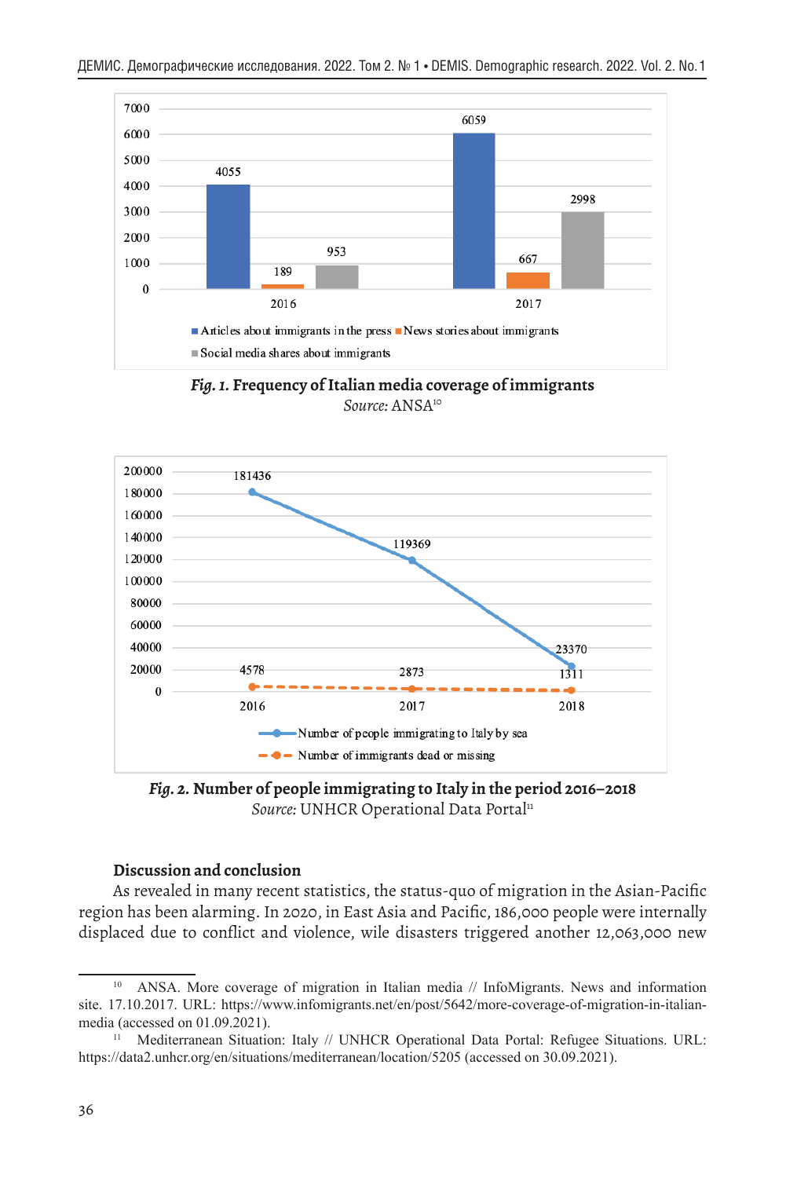| | Articles about immigrants in the press | News stories about immigrants | Social media shares about immigrants |
|---|---|---|---|
| 2016 | 4055 | 189 | 953 |
| 2017 | 6059 | 667 | 2998 |

***Fig. 1.*** **Frequency of Italian media coverage of immigrants**
*Source:* ANSA[10]

| | 2016 | 2017 | 2018 |
|---|---|---|---|
| Number of people immigrating to Italy by sea | 181436 | 119369 | 23370 |
| Number of immigrants dead or missing | 4578 | 2873 | 1311 |

***Fig. 2.*** **Number of people immigrating to Italy in the period 2016–2018**
*Source:* UNHCR Operational Data Portal[11]

### Discussion and conclusion

As revealed in many recent statistics, the status-quo of migration in the Asian-Pacific region has been alarming. In 2020, in East Asia and Pacific, 186,000 people were internally displaced due to conflict and violence, wile disasters triggered another 12,063,000 new

---

[10] ANSA. More coverage of migration in Italian media // InfoMigrants. News and information site. 17.10.2017. URL: https://www.infomigrants.net/en/post/5642/more-coverage-of-migration-in-italian-media (accessed on 01.09.2021).

[11] Mediterranean Situation: Italy // UNHCR Operational Data Portal: Refugee Situations. URL: https://data2.unhcr.org/en/situations/mediterranean/location/5205 (accessed on 30.09.2021).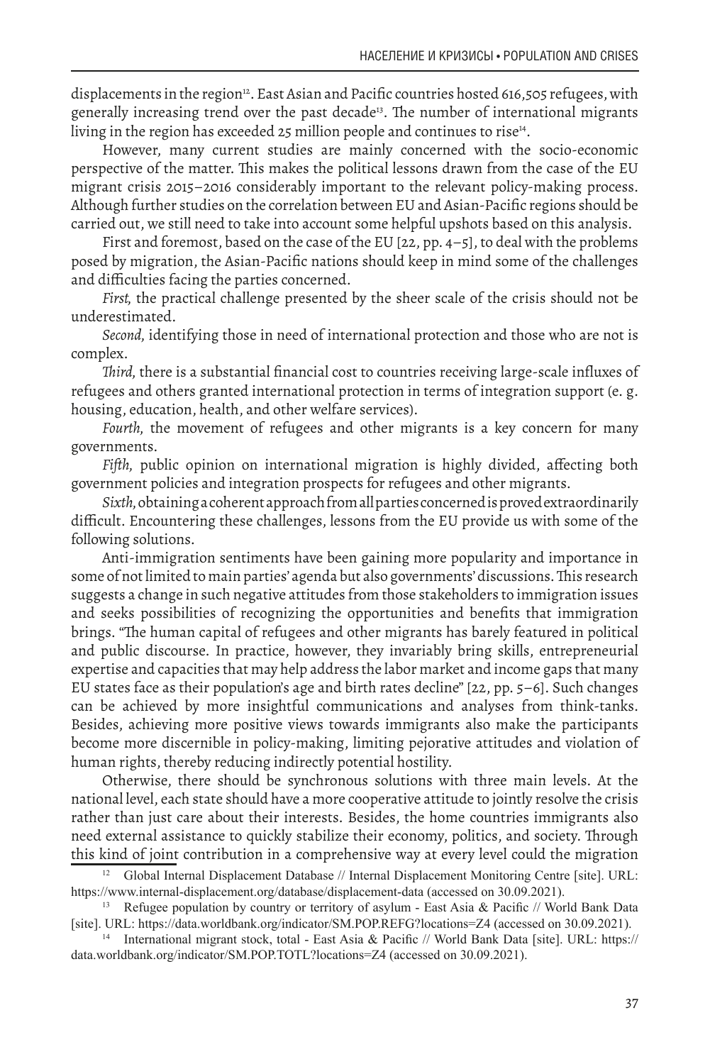displacements in the region[12]. East Asian and Pacific countries hosted 616,505 refugees, with generally increasing trend over the past decade[13]. The number of international migrants living in the region has exceeded 25 million people and continues to rise[14].

However, many current studies are mainly concerned with the socio-economic perspective of the matter. This makes the political lessons drawn from the case of the EU migrant crisis 2015–2016 considerably important to the relevant policy-making process. Although further studies on the correlation between EU and Asian-Pacific regions should be carried out, we still need to take into account some helpful upshots based on this analysis.

First and foremost, based on the case of the EU [22, pp. 4–5], to deal with the problems posed by migration, the Asian-Pacific nations should keep in mind some of the challenges and difficulties facing the parties concerned.

*First,* the practical challenge presented by the sheer scale of the crisis should not be underestimated.

*Second,* identifying those in need of international protection and those who are not is complex.

*Third,* there is a substantial financial cost to countries receiving large-scale influxes of refugees and others granted international protection in terms of integration support (e. g. housing, education, health, and other welfare services).

*Fourth,* the movement of refugees and other migrants is a key concern for many governments.

*Fifth,* public opinion on international migration is highly divided, affecting both government policies and integration prospects for refugees and other migrants.

*Sixth,* obtaining a coherent approach from all parties concerned is proved extraordinarily difficult. Encountering these challenges, lessons from the EU provide us with some of the following solutions.

Anti-immigration sentiments have been gaining more popularity and importance in some of not limited to main parties' agenda but also governments' discussions. This research suggests a change in such negative attitudes from those stakeholders to immigration issues and seeks possibilities of recognizing the opportunities and benefits that immigration brings. "The human capital of refugees and other migrants has barely featured in political and public discourse. In practice, however, they invariably bring skills, entrepreneurial expertise and capacities that may help address the labor market and income gaps that many EU states face as their population's age and birth rates decline" [22, pp. 5–6]. Such changes can be achieved by more insightful communications and analyses from think-tanks. Besides, achieving more positive views towards immigrants also make the participants become more discernible in policy-making, limiting pejorative attitudes and violation of human rights, thereby reducing indirectly potential hostility.

Otherwise, there should be synchronous solutions with three main levels. At the national level, each state should have a more cooperative attitude to jointly resolve the crisis rather than just care about their interests. Besides, the home countries immigrants also need external assistance to quickly stabilize their economy, politics, and society. Through this kind of joint contribution in a comprehensive way at every level could the migration

[12] Global Internal Displacement Database // Internal Displacement Monitoring Centre [site]. URL: https://www.internal-displacement.org/database/displacement-data (accessed on 30.09.2021).

[13] Refugee population by country or territory of asylum - East Asia & Pacific // World Bank Data [site]. URL: https://data.worldbank.org/indicator/SM.POP.REFG?locations=Z4 (accessed on 30.09.2021).

[14] International migrant stock, total - East Asia & Pacific // World Bank Data [site]. URL: https://data.worldbank.org/indicator/SM.POP.TOTL?locations=Z4 (accessed on 30.09.2021).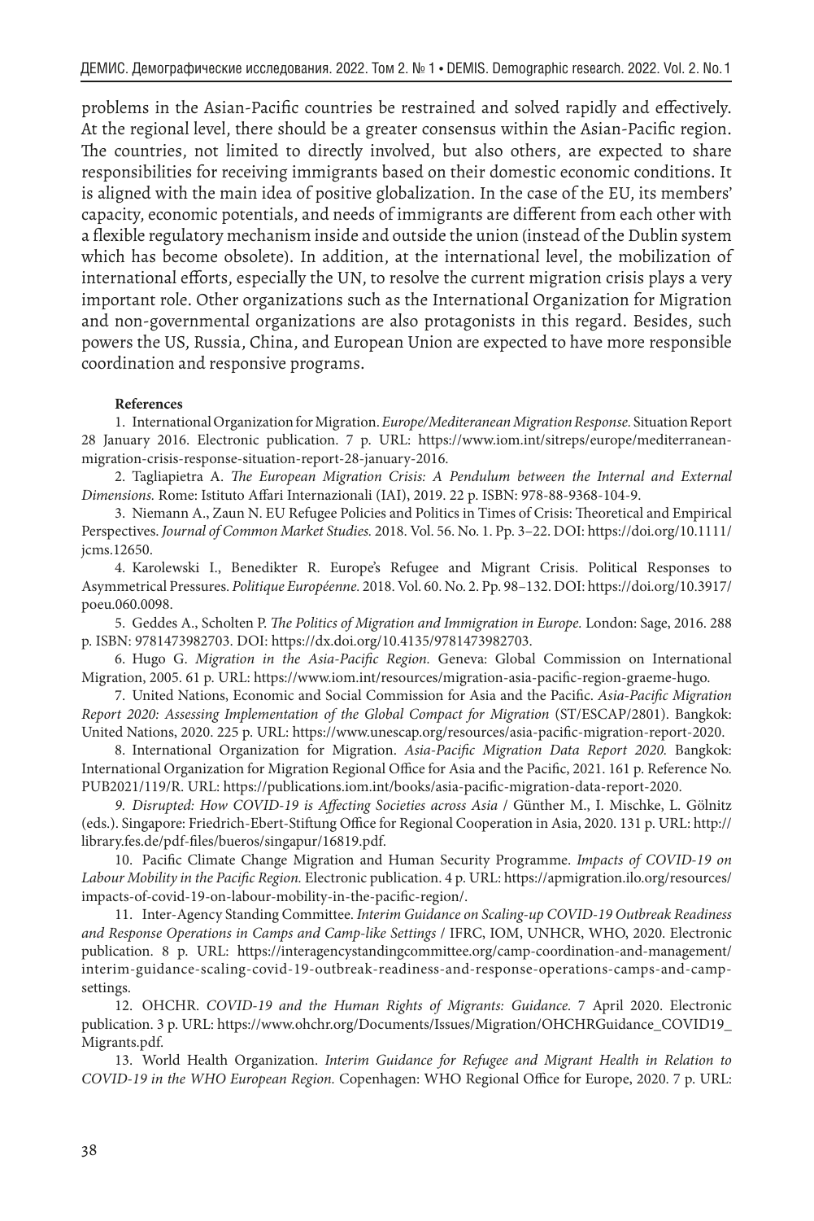problems in the Asian-Pacific countries be restrained and solved rapidly and effectively. At the regional level, there should be a greater consensus within the Asian-Pacific region. The countries, not limited to directly involved, but also others, are expected to share responsibilities for receiving immigrants based on their domestic economic conditions. It is aligned with the main idea of positive globalization. In the case of the EU, its members' capacity, economic potentials, and needs of immigrants are different from each other with a flexible regulatory mechanism inside and outside the union (instead of the Dublin system which has become obsolete). In addition, at the international level, the mobilization of international efforts, especially the UN, to resolve the current migration crisis plays a very important role. Other organizations such as the International Organization for Migration and non-governmental organizations are also protagonists in this regard. Besides, such powers the US, Russia, China, and European Union are expected to have more responsible coordination and responsive programs.

**References**

1. International Organization for Migration. *Europe/Mediteranean Migration Response.* Situation Report 28 January 2016. Electronic publication. 7 p. URL: https://www.iom.int/sitreps/europe/mediterranean-migration-crisis-response-situation-report-28-january-2016.

2. Tagliapietra A. *The European Migration Crisis: A Pendulum between the Internal and External Dimensions.* Rome: Istituto Affari Internazionali (IAI), 2019. 22 p. ISBN: 978-88-9368-104-9.

3. Niemann A., Zaun N. EU Refugee Policies and Politics in Times of Crisis: Theoretical and Empirical Perspectives. *Journal of Common Market Studies.* 2018. Vol. 56. No. 1. Pp. 3–22. DOI: https://doi.org/10.1111/jcms.12650.

4. Karolewski I., Benedikter R. Europe's Refugee and Migrant Crisis. Political Responses to Asymmetrical Pressures. *Politique Européenne.* 2018. Vol. 60. No. 2. Pp. 98–132. DOI: https://doi.org/10.3917/poeu.060.0098.

5. Geddes A., Scholten P. *The Politics of Migration and Immigration in Europe.* London: Sage, 2016. 288 p. ISBN: 9781473982703. DOI: https://dx.doi.org/10.4135/9781473982703.

6. Hugo G. *Migration in the Asia-Pacific Region.* Geneva: Global Commission on International Migration, 2005. 61 p. URL: https://www.iom.int/resources/migration-asia-pacific-region-graeme-hugo.

7. United Nations, Economic and Social Commission for Asia and the Pacific. *Asia-Pacific Migration Report 2020: Assessing Implementation of the Global Compact for Migration* (ST/ESCAP/2801). Bangkok: United Nations, 2020. 225 p. URL: https://www.unescap.org/resources/asia-pacific-migration-report-2020.

8. International Organization for Migration. *Asia-Pacific Migration Data Report 2020.* Bangkok: International Organization for Migration Regional Office for Asia and the Pacific, 2021. 161 p. Reference No. PUB2021/119/R. URL: https://publications.iom.int/books/asia-pacific-migration-data-report-2020.

*9. Disrupted: How COVID-19 is Affecting Societies across Asia* / Günther M., I. Mischke, L. Gölnitz (eds.). Singapore: Friedrich-Ebert-Stiftung Office for Regional Cooperation in Asia, 2020. 131 p. URL: http://library.fes.de/pdf-files/bueros/singapur/16819.pdf.

10. Pacific Climate Change Migration and Human Security Programme. *Impacts of COVID-19 on Labour Mobility in the Pacific Region.* Electronic publication. 4 p. URL: https://apmigration.ilo.org/resources/impacts-of-covid-19-on-labour-mobility-in-the-pacific-region/.

11. Inter-Agency Standing Committee. *Interim Guidance on Scaling-up COVID-19 Outbreak Readiness and Response Operations in Camps and Camp-like Settings* / IFRC, IOM, UNHCR, WHO, 2020. Electronic publication. 8 p. URL: https://interagencystandingcommittee.org/camp-coordination-and-management/interim-guidance-scaling-covid-19-outbreak-readiness-and-response-operations-camps-and-camp-settings.

12. OHCHR. *COVID-19 and the Human Rights of Migrants: Guidance.* 7 April 2020. Electronic publication. 3 p. URL: https://www.ohchr.org/Documents/Issues/Migration/OHCHRGuidance_COVID19_Migrants.pdf.

13. World Health Organization. *Interim Guidance for Refugee and Migrant Health in Relation to COVID-19 in the WHO European Region.* Copenhagen: WHO Regional Office for Europe, 2020. 7 p. URL: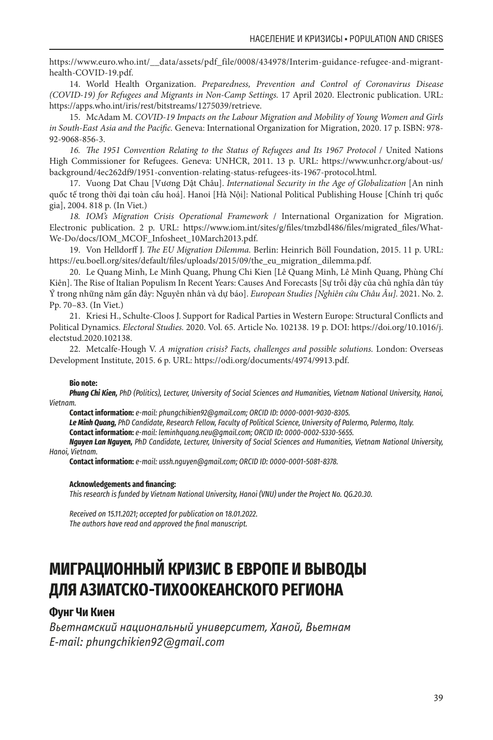https://www.euro.who.int/__data/assets/pdf_file/0008/434978/Interim-guidance-refugee-and-migrant-health-COVID-19.pdf.

14. World Health Organization. *Preparedness, Prevention and Control of Coronavirus Disease (COVID-19) for Refugees and Migrants in Non-Camp Settings.* 17 April 2020. Electronic publication. URL: https://apps.who.int/iris/rest/bitstreams/1275039/retrieve.

15. McAdam M. *COVID-19 Impacts on the Labour Migration and Mobility of Young Women and Girls in South-East Asia and the Pacific.* Geneva: International Organization for Migration, 2020. 17 p. ISBN: 978-92-9068-856-3.

*16. The 1951 Convention Relating to the Status of Refugees and Its 1967 Protocol* / United Nations High Commissioner for Refugees. Geneva: UNHCR, 2011. 13 p. URL: https://www.unhcr.org/about-us/background/4ec262df9/1951-convention-relating-status-refugees-its-1967-protocol.html.

17. Vuong Dat Chau [Vương Dật Châu]. *International Security in the Age of Globalization* [An ninh quốc tế trong thời đại toàn cầu hoá]. Hanoi [Hà Nội]: National Political Publishing House [Chính trị quốc gia], 2004. 818 p. (In Viet.)

*18. IOM's Migration Crisis Operational Framework* / International Organization for Migration. Electronic publication. 2 p. URL: https://www.iom.int/sites/g/files/tmzbdl486/files/migrated_files/What-We-Do/docs/IOM_MCOF_Infosheet_10March2013.pdf.

19. Von Helldorff J. *The EU Migration Dilemma.* Berlin: Heinrich Böll Foundation, 2015. 11 p. URL: https://eu.boell.org/sites/default/files/uploads/2015/09/the_eu_migration_dilemma.pdf.

20. Le Quang Minh, Le Minh Quang, Phung Chi Kien [Lê Quang Minh, Lê Minh Quang, Phùng Chí Kiên]. The Rise of Italian Populism In Recent Years: Causes And Forecasts [Sự trỗi dậy của chủ nghĩa dân túy Ý trong những năm gần đây: Nguyên nhân và dự báo]. *European Studies [Nghiên cứu Châu Âu].* 2021. No. 2. Pp. 70–83. (In Viet.)

21. Kriesi H., Schulte-Cloos J. Support for Radical Parties in Western Europe: Structural Conflicts and Political Dynamics. *Electoral Studies.* 2020. Vol. 65. Article No. 102138. 19 p. DOI: https://doi.org/10.1016/j.electstud.2020.102138.

22. Metcalfe-Hough V. *A migration crisis? Facts, challenges and possible solutions.* London: Overseas Development Institute, 2015. 6 p. URL: https://odi.org/documents/4974/9913.pdf.

**Bio note:**

***Phung Chi Kien,*** *PhD (Politics), Lecturer, University of Social Sciences and Humanities, Vietnam National University, Hanoi, Vietnam.*

**Contact information:** *e-mail: phungchikien92@gmail.com; ORCID ID: 0000-0001-9030-8305.*

***Le Minh Quang,*** *PhD Candidate, Research Fellow, Faculty of Political Science, University of Palermo, Palermo, Italy.*

**Contact information:** *e-mail: leminhquang.neu@gmail.com; ORCID ID: 0000-0002-5330-5655.*

***Nguyen Lan Nguyen,*** *PhD Candidate, Lecturer, University of Social Sciences and Humanities, Vietnam National University, Hanoi, Vietnam.*

**Contact information:** *e-mail: ussh.nguyen@gmail.com; ORCID ID: 0000-0001-5081-8378.*

**Acknowledgements and financing:**

*This research is funded by Vietnam National University, Hanoi (VNU) under the Project No. QG.20.30.*

*Received on 15.11.2021; accepted for publication on 18.01.2022.*
*The authors have read and approved the final manuscript.*

# МИГРАЦИОННЫЙ КРИЗИС В ЕВРОПЕ И ВЫВОДЫ ДЛЯ АЗИАТСКО-ТИХООКЕАНСКОГО РЕГИОНА

**Фунг Чи Киен**

*Вьетнамский национальный университет, Ханой, Вьетнам*
*E-mail: phungchikien92@gmail.com*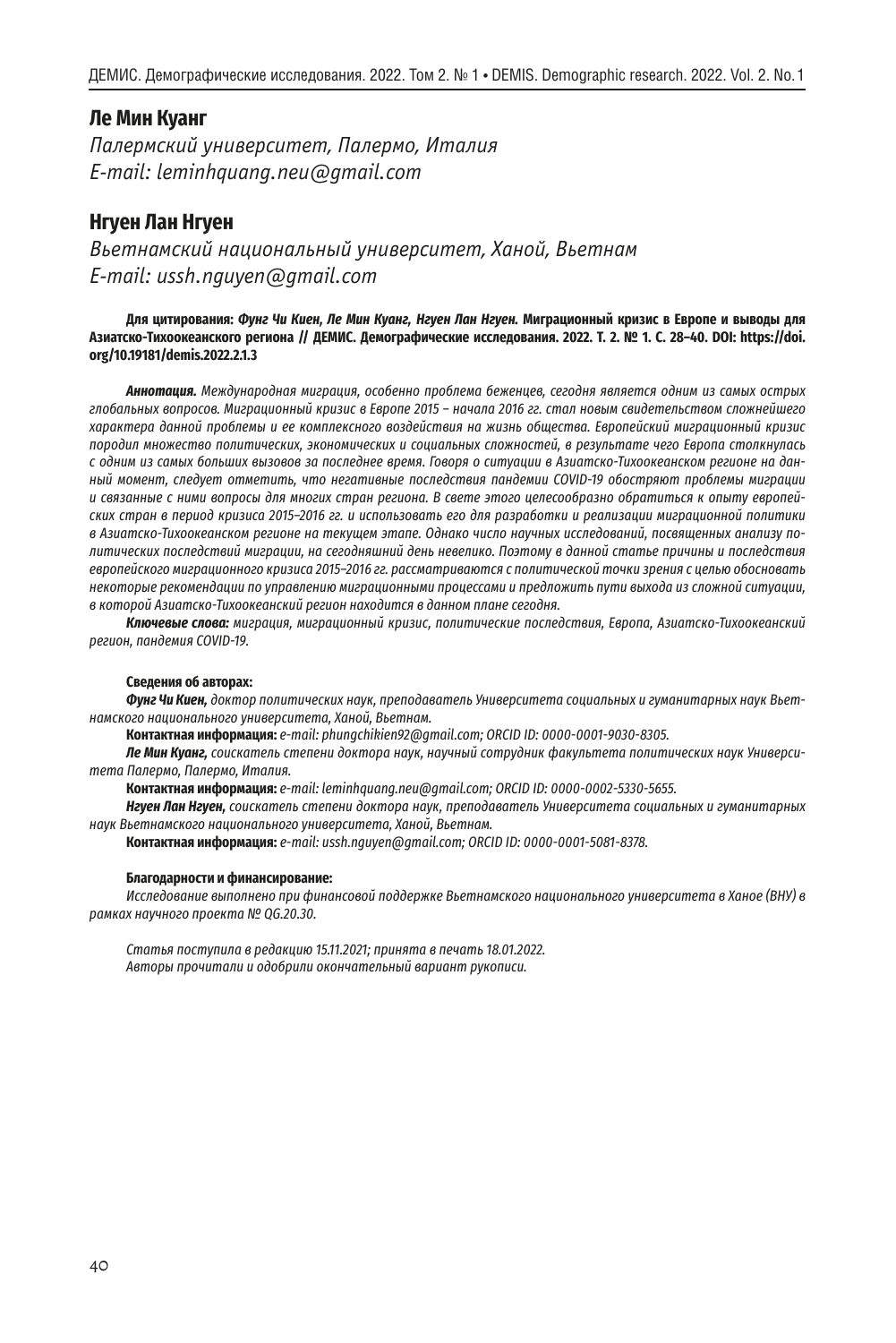**Ле Мин Куанг**

*Палермский университет, Палермо, Италия*
*E-mail: leminhquang.neu@gmail.com*

**Нгуен Лан Нгуен**

*Вьетнамский национальный университет, Ханой, Вьетнам*
*E-mail: ussh.nguyen@gmail.com*

**Для цитирования: *Фунг Чи Киен, Ле Мин Куанг, Нгуен Лан Нгуен.* Миграционный кризис в Европе и выводы для Азиатско-Тихоокеанского региона // ДЕМИС. Демографические исследования. 2022. Т. 2. № 1. С. 28–40. DOI: https://doi.org/10.19181/demis.2022.2.1.3**

***Аннотация.*** *Международная миграция, особенно проблема беженцев, сегодня является одним из самых острых глобальных вопросов. Миграционный кризис в Европе 2015 – начала 2016 гг. стал новым свидетельством сложнейшего характера данной проблемы и ее комплексного воздействия на жизнь общества. Европейский миграционный кризис породил множество политических, экономических и социальных сложностей, в результате чего Европа столкнулась с одним из самых больших вызовов за последнее время. Говоря о ситуации в Азиатско-Тихоокеанском регионе на данный момент, следует отметить, что негативные последствия пандемии COVID-19 обостряют проблемы миграции и связанные с ними вопросы для многих стран региона. В свете этого целесообразно обратиться к опыту европейских стран в период кризиса 2015–2016 гг. и использовать его для разработки и реализации миграционной политики в Азиатско-Тихоокеанском регионе на текущем этапе. Однако число научных исследований, посвященных анализу политических последствий миграции, на сегодняшний день невелико. Поэтому в данной статье причины и последствия европейского миграционного кризиса 2015–2016 гг. рассматриваются с политической точки зрения с целью обосновать некоторые рекомендации по управлению миграционными процессами и предложить пути выхода из сложной ситуации, в которой Азиатско-Тихоокеанский регион находится в данном плане сегодня.*

***Ключевые слова:*** *миграция, миграционный кризис, политические последствия, Европа, Азиатско-Тихоокеанский регион, пандемия COVID-19.*

**Сведения об авторах:**

***Фунг Чи Киен,*** *доктор политических наук, преподаватель Университета социальных и гуманитарных наук Вьетнамского национального университета, Ханой, Вьетнам.*

**Контактная информация:** *e-mail: phungchikien92@gmail.com; ORCID ID: 0000-0001-9030-8305.*

***Ле Мин Куанг,*** *соискатель степени доктора наук, научный сотрудник факультета политических наук Университета Палермо, Палермо, Италия.*

**Контактная информация:** *e-mail: leminhquang.neu@gmail.com; ORCID ID: 0000-0002-5330-5655.*

***Нгуен Лан Нгуен,*** *соискатель степени доктора наук, преподаватель Университета социальных и гуманитарных наук Вьетнамского национального университета, Ханой, Вьетнам.*

**Контактная информация:** *e-mail: ussh.nguyen@gmail.com; ORCID ID: 0000-0001-5081-8378.*

**Благодарности и финансирование:**

*Исследование выполнено при финансовой поддержке Вьетнамского национального университета в Ханое (ВНУ) в рамках научного проекта № QG.20.30.*

*Статья поступила в редакцию 15.11.2021; принята в печать 18.01.2022.*
*Авторы прочитали и одобрили окончательный вариант рукописи.*